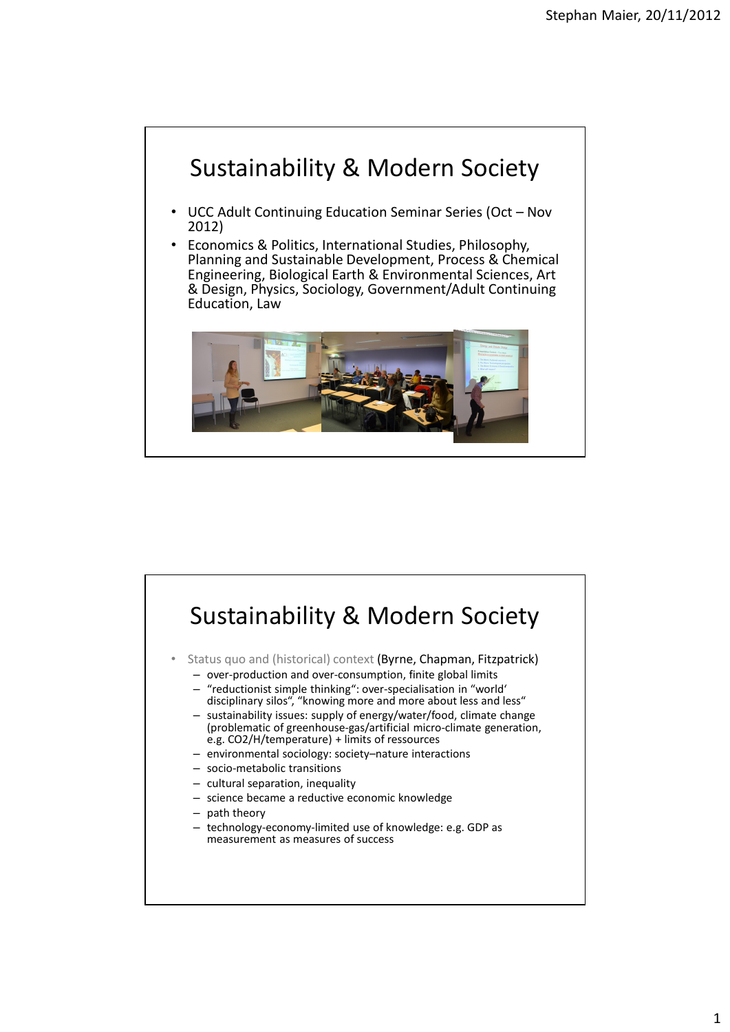# Sustainability & Modern Society

- UCC Adult Continuing Education Seminar Series (Oct – Nov 2012)
- Economics & Politics, International Studies, Philosophy, Planning and Sustainable Development, Process & Chemical Engineering, Biological Earth & Environmental Sciences, Art & Design, Physics, Sociology, Government/Adult Continuing Education, Law

# Sustainability & Modern Society

- Status quo and (historical) context (Byrne, Chapman, Fitzpatrick)
  - over-production and over-consumption, finite global limits
  - "reductionist simple thinking": over-specialisation in "world' disciplinary silos", "knowing more and more about less and less"
  - sustainability issues: supply of energy/water/food, climate change (problematic of greenhouse-gas/artificial micro-climate generation, e.g. CO2/H/temperature) + limits of ressources
  - environmental sociology: society–nature interactions
  - socio-metabolic transitions
  - cultural separation, inequality
  - science became a reductive economic knowledge
  - path theory
  - technology-economy-limited use of knowledge: e.g. GDP as measurement as measures of success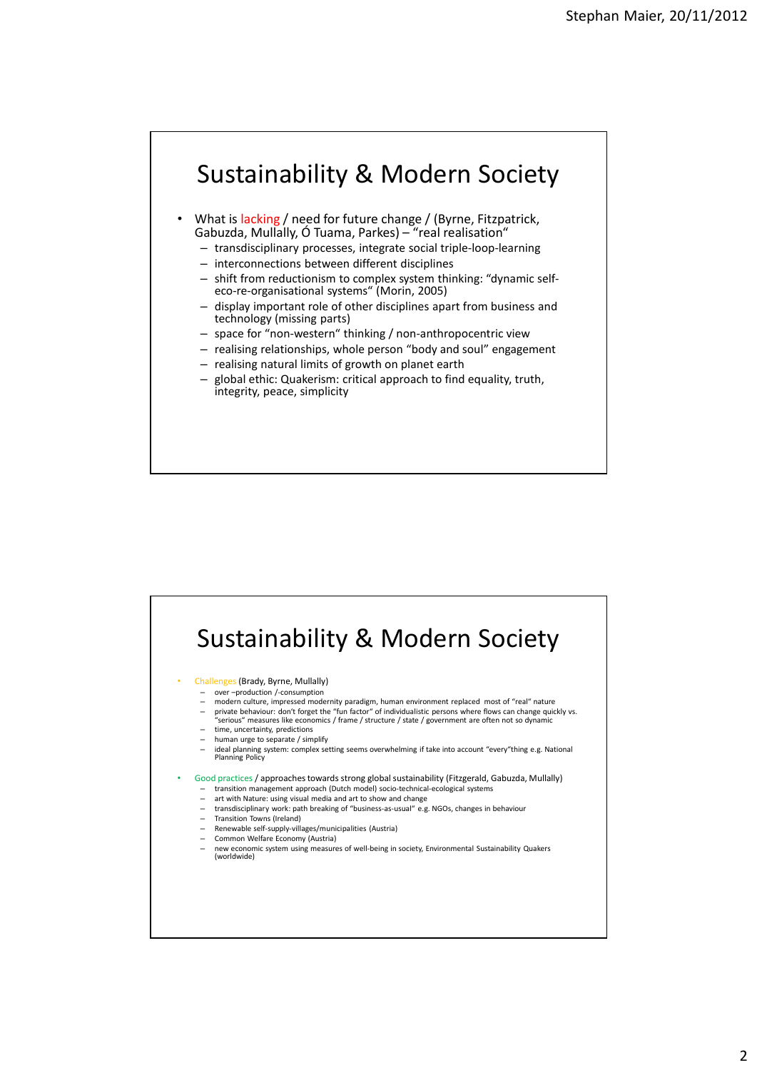# Sustainability & Modern Society

- What is lacking / need for future change / (Byrne, Fitzpatrick, Gabuzda, Mullally, Ó Tuama, Parkes) – "real realisation"
  - transdisciplinary processes, integrate social triple-loop-learning
  - interconnections between different disciplines
  - shift from reductionism to complex system thinking: "dynamic self-eco-re-organisational systems" (Morin, 2005)
  - display important role of other disciplines apart from business and technology (missing parts)
  - space for "non-western" thinking / non-anthropocentric view
  - realising relationships, whole person "body and soul" engagement
  - realising natural limits of growth on planet earth
  - global ethic: Quakerism: critical approach to find equality, truth, integrity, peace, simplicity

# Sustainability & Modern Society

- Challenges (Brady, Byrne, Mullally)
  - over –production /-consumption
  - modern culture, impressed modernity paradigm, human environment replaced most of "real" nature
  - private behaviour: don't forget the "fun factor" of individualistic persons where flows can change quickly vs. "serious" measures like economics / frame / structure / state / government are often not so dynamic
  - time, uncertainty, predictions
  - human urge to separate / simplify
  - ideal planning system: complex setting seems overwhelming if take into account "every"thing e.g. National Planning Policy

- Good practices / approaches towards strong global sustainability (Fitzgerald, Gabuzda, Mullally)
  - transition management approach (Dutch model) socio-technical-ecological systems
  - art with Nature: using visual media and art to show and change
  - transdisciplinary work: path breaking of "business-as-usual" e.g. NGOs, changes in behaviour
  - Transition Towns (Ireland)
  - Renewable self-supply-villages/municipalities (Austria)
  - Common Welfare Economy (Austria)
  - new economic system using measures of well-being in society, Environmental Sustainability Quakers (worldwide)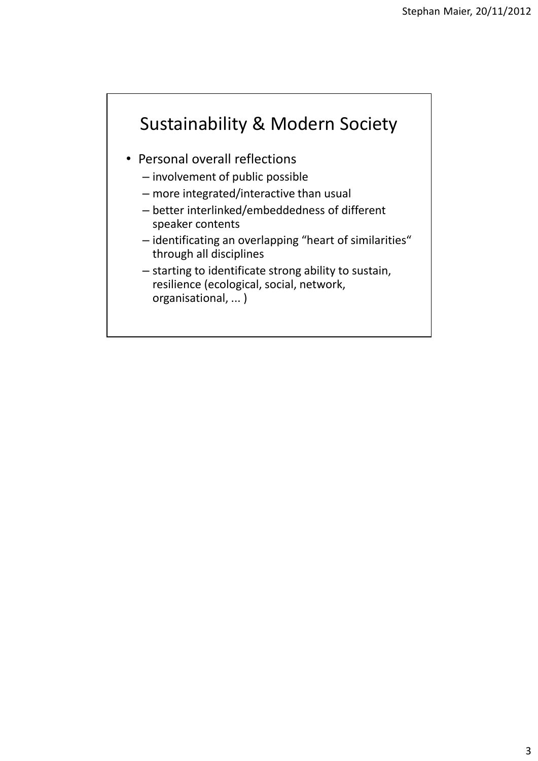# Sustainability & Modern Society

- Personal overall reflections
  - involvement of public possible
  - more integrated/interactive than usual
  - better interlinked/embeddedness of different speaker contents
  - identificating an overlapping "heart of similarities" through all disciplines
  - starting to identificate strong ability to sustain, resilience (ecological, social, network, organisational, ... )